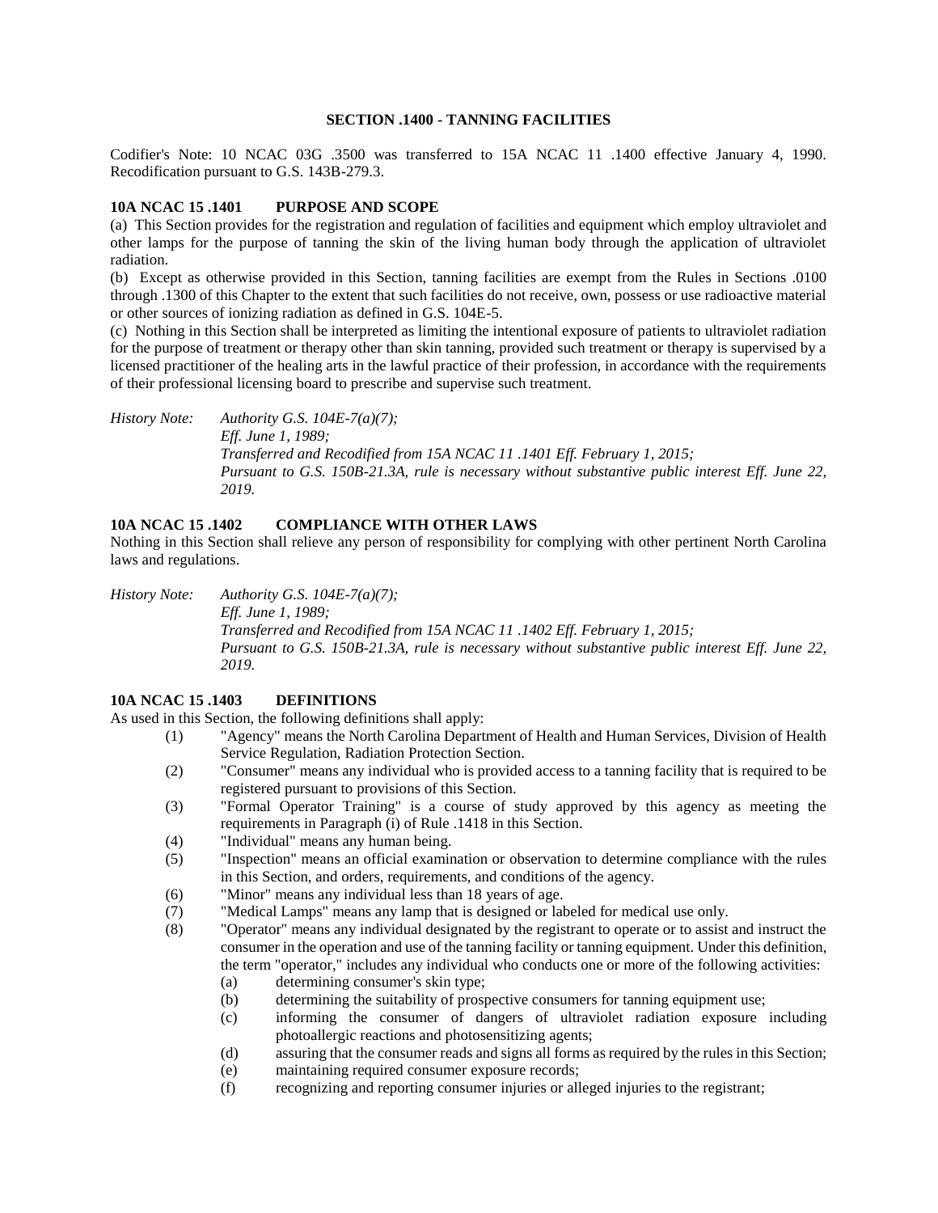## SECTION .1400 - TANNING FACILITIES

Codifier's Note: 10 NCAC 03G .3500 was transferred to 15A NCAC 11 .1400 effective January 4, 1990. Recodification pursuant to G.S. 143B-279.3.

### 10A NCAC 15 .1401 PURPOSE AND SCOPE

(a) This Section provides for the registration and regulation of facilities and equipment which employ ultraviolet and other lamps for the purpose of tanning the skin of the living human body through the application of ultraviolet radiation.

(b) Except as otherwise provided in this Section, tanning facilities are exempt from the Rules in Sections .0100 through .1300 of this Chapter to the extent that such facilities do not receive, own, possess or use radioactive material or other sources of ionizing radiation as defined in G.S. 104E-5.

(c) Nothing in this Section shall be interpreted as limiting the intentional exposure of patients to ultraviolet radiation for the purpose of treatment or therapy other than skin tanning, provided such treatment or therapy is supervised by a licensed practitioner of the healing arts in the lawful practice of their profession, in accordance with the requirements of their professional licensing board to prescribe and supervise such treatment.

*History Note: Authority G.S. 104E-7(a)(7);*
*Eff. June 1, 1989;*
*Transferred and Recodified from 15A NCAC 11 .1401 Eff. February 1, 2015;*
*Pursuant to G.S. 150B-21.3A, rule is necessary without substantive public interest Eff. June 22, 2019.*

### 10A NCAC 15 .1402 COMPLIANCE WITH OTHER LAWS

Nothing in this Section shall relieve any person of responsibility for complying with other pertinent North Carolina laws and regulations.

*History Note: Authority G.S. 104E-7(a)(7);*
*Eff. June 1, 1989;*
*Transferred and Recodified from 15A NCAC 11 .1402 Eff. February 1, 2015;*
*Pursuant to G.S. 150B-21.3A, rule is necessary without substantive public interest Eff. June 22, 2019.*

### 10A NCAC 15 .1403 DEFINITIONS

As used in this Section, the following definitions shall apply:

(1) "Agency" means the North Carolina Department of Health and Human Services, Division of Health Service Regulation, Radiation Protection Section.

(2) "Consumer" means any individual who is provided access to a tanning facility that is required to be registered pursuant to provisions of this Section.

(3) "Formal Operator Training" is a course of study approved by this agency as meeting the requirements in Paragraph (i) of Rule .1418 in this Section.

(4) "Individual" means any human being.

(5) "Inspection" means an official examination or observation to determine compliance with the rules in this Section, and orders, requirements, and conditions of the agency.

(6) "Minor" means any individual less than 18 years of age.

(7) "Medical Lamps" means any lamp that is designed or labeled for medical use only.

(8) "Operator" means any individual designated by the registrant to operate or to assist and instruct the consumer in the operation and use of the tanning facility or tanning equipment. Under this definition, the term "operator," includes any individual who conducts one or more of the following activities:

   (a) determining consumer's skin type;
   (b) determining the suitability of prospective consumers for tanning equipment use;
   (c) informing the consumer of dangers of ultraviolet radiation exposure including photoallergic reactions and photosensitizing agents;
   (d) assuring that the consumer reads and signs all forms as required by the rules in this Section;
   (e) maintaining required consumer exposure records;
   (f) recognizing and reporting consumer injuries or alleged injuries to the registrant;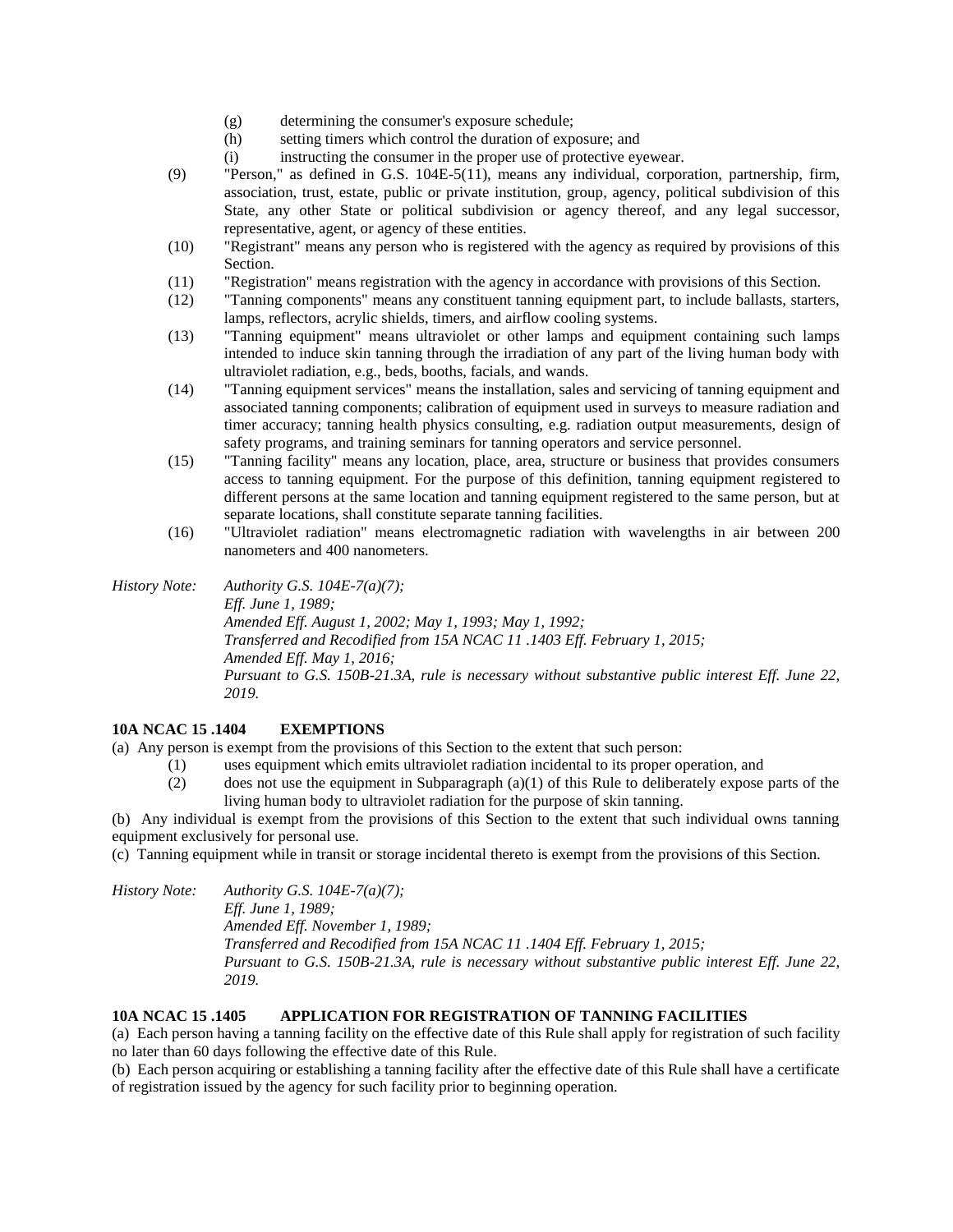(g) determining the consumer's exposure schedule;
(h) setting timers which control the duration of exposure; and
(i) instructing the consumer in the proper use of protective eyewear.

(9) "Person," as defined in G.S. 104E-5(11), means any individual, corporation, partnership, firm, association, trust, estate, public or private institution, group, agency, political subdivision of this State, any other State or political subdivision or agency thereof, and any legal successor, representative, agent, or agency of these entities.

(10) "Registrant" means any person who is registered with the agency as required by provisions of this Section.

(11) "Registration" means registration with the agency in accordance with provisions of this Section.

(12) "Tanning components" means any constituent tanning equipment part, to include ballasts, starters, lamps, reflectors, acrylic shields, timers, and airflow cooling systems.

(13) "Tanning equipment" means ultraviolet or other lamps and equipment containing such lamps intended to induce skin tanning through the irradiation of any part of the living human body with ultraviolet radiation, e.g., beds, booths, facials, and wands.

(14) "Tanning equipment services" means the installation, sales and servicing of tanning equipment and associated tanning components; calibration of equipment used in surveys to measure radiation and timer accuracy; tanning health physics consulting, e.g. radiation output measurements, design of safety programs, and training seminars for tanning operators and service personnel.

(15) "Tanning facility" means any location, place, area, structure or business that provides consumers access to tanning equipment. For the purpose of this definition, tanning equipment registered to different persons at the same location and tanning equipment registered to the same person, but at separate locations, shall constitute separate tanning facilities.

(16) "Ultraviolet radiation" means electromagnetic radiation with wavelengths in air between 200 nanometers and 400 nanometers.

*History Note: Authority G.S. 104E-7(a)(7);*
*Eff. June 1, 1989;*
*Amended Eff. August 1, 2002; May 1, 1993; May 1, 1992;*
*Transferred and Recodified from 15A NCAC 11 .1403 Eff. February 1, 2015;*
*Amended Eff. May 1, 2016;*
*Pursuant to G.S. 150B-21.3A, rule is necessary without substantive public interest Eff. June 22, 2019.*

**10A NCAC 15 .1404 EXEMPTIONS**

(a) Any person is exempt from the provisions of this Section to the extent that such person:

(1) uses equipment which emits ultraviolet radiation incidental to its proper operation, and
(2) does not use the equipment in Subparagraph (a)(1) of this Rule to deliberately expose parts of the living human body to ultraviolet radiation for the purpose of skin tanning.

(b) Any individual is exempt from the provisions of this Section to the extent that such individual owns tanning equipment exclusively for personal use.

(c) Tanning equipment while in transit or storage incidental thereto is exempt from the provisions of this Section.

*History Note: Authority G.S. 104E-7(a)(7);*
*Eff. June 1, 1989;*
*Amended Eff. November 1, 1989;*
*Transferred and Recodified from 15A NCAC 11 .1404 Eff. February 1, 2015;*
*Pursuant to G.S. 150B-21.3A, rule is necessary without substantive public interest Eff. June 22, 2019.*

**10A NCAC 15 .1405 APPLICATION FOR REGISTRATION OF TANNING FACILITIES**

(a) Each person having a tanning facility on the effective date of this Rule shall apply for registration of such facility no later than 60 days following the effective date of this Rule.

(b) Each person acquiring or establishing a tanning facility after the effective date of this Rule shall have a certificate of registration issued by the agency for such facility prior to beginning operation.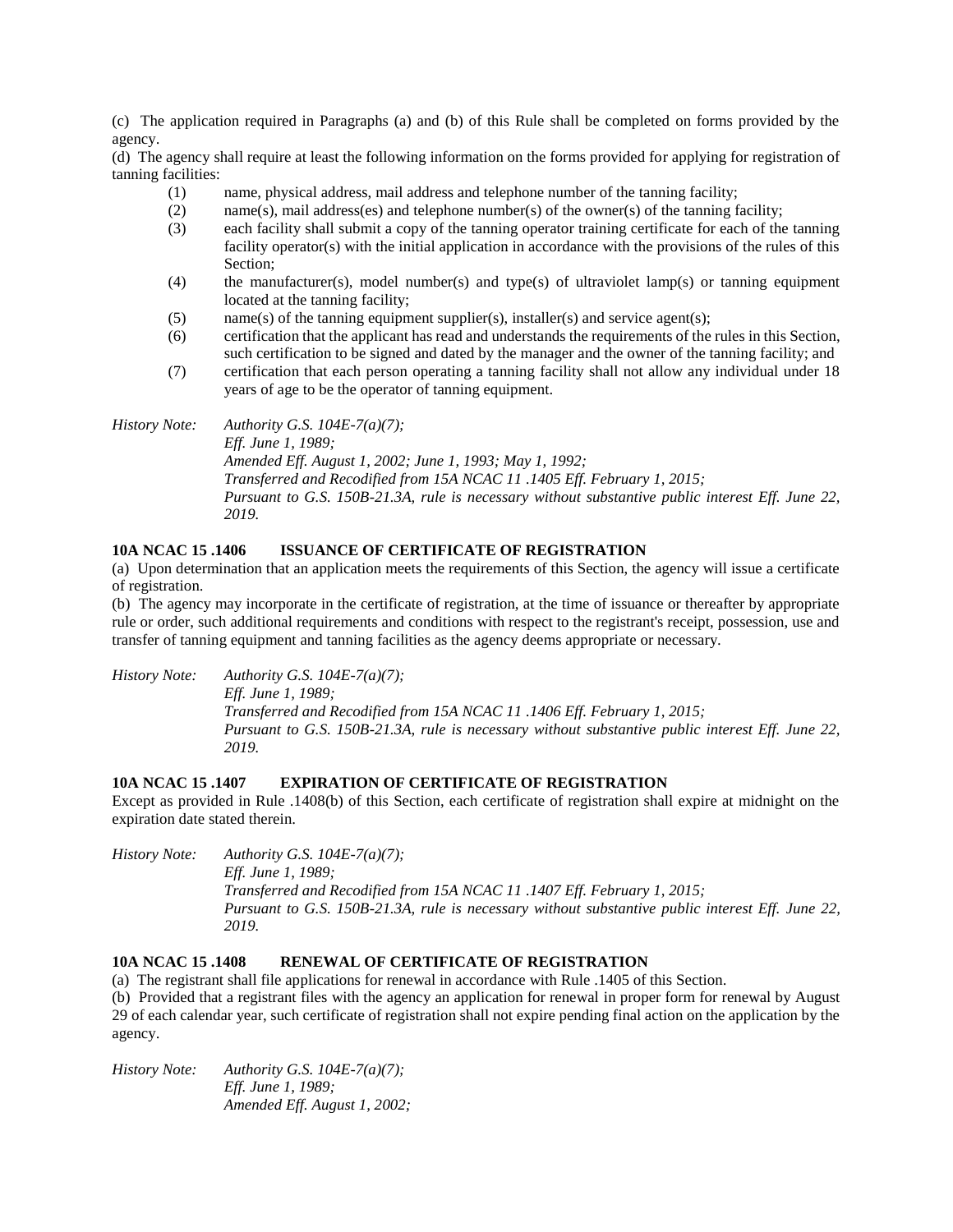(c) The application required in Paragraphs (a) and (b) of this Rule shall be completed on forms provided by the agency.

(d) The agency shall require at least the following information on the forms provided for applying for registration of tanning facilities:

(1) name, physical address, mail address and telephone number of the tanning facility;

(2) name(s), mail address(es) and telephone number(s) of the owner(s) of the tanning facility;

(3) each facility shall submit a copy of the tanning operator training certificate for each of the tanning facility operator(s) with the initial application in accordance with the provisions of the rules of this Section;

(4) the manufacturer(s), model number(s) and type(s) of ultraviolet lamp(s) or tanning equipment located at the tanning facility;

(5) name(s) of the tanning equipment supplier(s), installer(s) and service agent(s);

(6) certification that the applicant has read and understands the requirements of the rules in this Section, such certification to be signed and dated by the manager and the owner of the tanning facility; and

(7) certification that each person operating a tanning facility shall not allow any individual under 18 years of age to be the operator of tanning equipment.

*History Note: Authority G.S. 104E-7(a)(7);*
*Eff. June 1, 1989;*
*Amended Eff. August 1, 2002; June 1, 1993; May 1, 1992;*
*Transferred and Recodified from 15A NCAC 11 .1405 Eff. February 1, 2015;*
*Pursuant to G.S. 150B-21.3A, rule is necessary without substantive public interest Eff. June 22, 2019.*

**10A NCAC 15 .1406 ISSUANCE OF CERTIFICATE OF REGISTRATION**

(a) Upon determination that an application meets the requirements of this Section, the agency will issue a certificate of registration.

(b) The agency may incorporate in the certificate of registration, at the time of issuance or thereafter by appropriate rule or order, such additional requirements and conditions with respect to the registrant's receipt, possession, use and transfer of tanning equipment and tanning facilities as the agency deems appropriate or necessary.

*History Note: Authority G.S. 104E-7(a)(7);*
*Eff. June 1, 1989;*
*Transferred and Recodified from 15A NCAC 11 .1406 Eff. February 1, 2015;*
*Pursuant to G.S. 150B-21.3A, rule is necessary without substantive public interest Eff. June 22, 2019.*

**10A NCAC 15 .1407 EXPIRATION OF CERTIFICATE OF REGISTRATION**

Except as provided in Rule .1408(b) of this Section, each certificate of registration shall expire at midnight on the expiration date stated therein.

*History Note: Authority G.S. 104E-7(a)(7);*
*Eff. June 1, 1989;*
*Transferred and Recodified from 15A NCAC 11 .1407 Eff. February 1, 2015;*
*Pursuant to G.S. 150B-21.3A, rule is necessary without substantive public interest Eff. June 22, 2019.*

**10A NCAC 15 .1408 RENEWAL OF CERTIFICATE OF REGISTRATION**

(a) The registrant shall file applications for renewal in accordance with Rule .1405 of this Section.

(b) Provided that a registrant files with the agency an application for renewal in proper form for renewal by August 29 of each calendar year, such certificate of registration shall not expire pending final action on the application by the agency.

*History Note: Authority G.S. 104E-7(a)(7);*
*Eff. June 1, 1989;*
*Amended Eff. August 1, 2002;*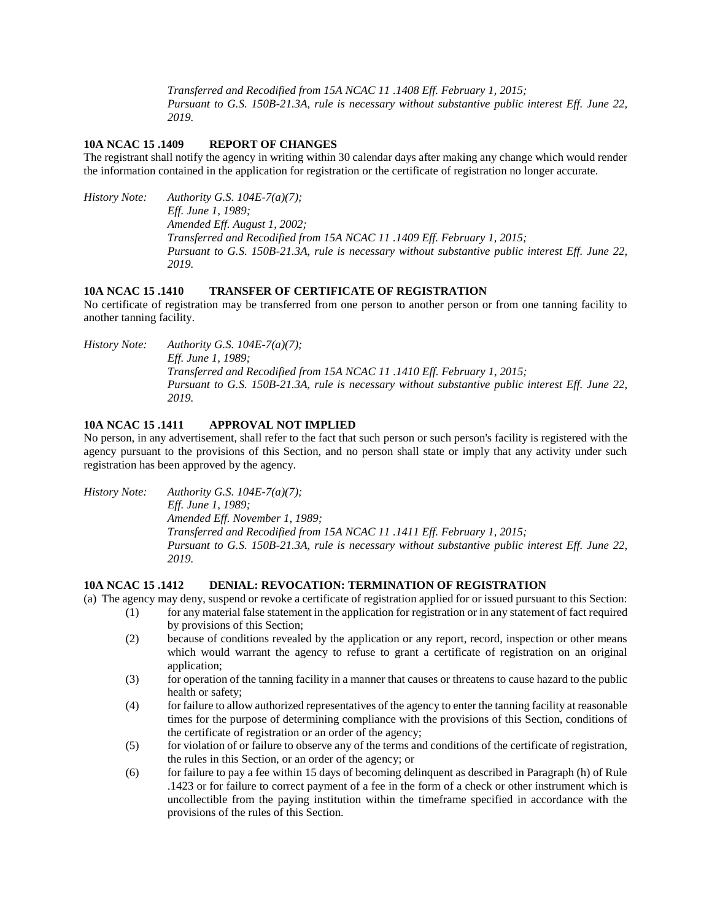*Transferred and Recodified from 15A NCAC 11 .1408 Eff. February 1, 2015;*
*Pursuant to G.S. 150B-21.3A, rule is necessary without substantive public interest Eff. June 22, 2019.*

**10A NCAC 15 .1409 REPORT OF CHANGES**

The registrant shall notify the agency in writing within 30 calendar days after making any change which would render the information contained in the application for registration or the certificate of registration no longer accurate.

*History Note: Authority G.S. 104E-7(a)(7);*
*Eff. June 1, 1989;*
*Amended Eff. August 1, 2002;*
*Transferred and Recodified from 15A NCAC 11 .1409 Eff. February 1, 2015;*
*Pursuant to G.S. 150B-21.3A, rule is necessary without substantive public interest Eff. June 22, 2019.*

**10A NCAC 15 .1410 TRANSFER OF CERTIFICATE OF REGISTRATION**

No certificate of registration may be transferred from one person to another person or from one tanning facility to another tanning facility.

*History Note: Authority G.S. 104E-7(a)(7);*
*Eff. June 1, 1989;*
*Transferred and Recodified from 15A NCAC 11 .1410 Eff. February 1, 2015;*
*Pursuant to G.S. 150B-21.3A, rule is necessary without substantive public interest Eff. June 22, 2019.*

**10A NCAC 15 .1411 APPROVAL NOT IMPLIED**

No person, in any advertisement, shall refer to the fact that such person or such person's facility is registered with the agency pursuant to the provisions of this Section, and no person shall state or imply that any activity under such registration has been approved by the agency.

*History Note: Authority G.S. 104E-7(a)(7);*
*Eff. June 1, 1989;*
*Amended Eff. November 1, 1989;*
*Transferred and Recodified from 15A NCAC 11 .1411 Eff. February 1, 2015;*
*Pursuant to G.S. 150B-21.3A, rule is necessary without substantive public interest Eff. June 22, 2019.*

**10A NCAC 15 .1412 DENIAL: REVOCATION: TERMINATION OF REGISTRATION**

(a) The agency may deny, suspend or revoke a certificate of registration applied for or issued pursuant to this Section:

(1) for any material false statement in the application for registration or in any statement of fact required by provisions of this Section;

(2) because of conditions revealed by the application or any report, record, inspection or other means which would warrant the agency to refuse to grant a certificate of registration on an original application;

(3) for operation of the tanning facility in a manner that causes or threatens to cause hazard to the public health or safety;

(4) for failure to allow authorized representatives of the agency to enter the tanning facility at reasonable times for the purpose of determining compliance with the provisions of this Section, conditions of the certificate of registration or an order of the agency;

(5) for violation of or failure to observe any of the terms and conditions of the certificate of registration, the rules in this Section, or an order of the agency; or

(6) for failure to pay a fee within 15 days of becoming delinquent as described in Paragraph (h) of Rule .1423 or for failure to correct payment of a fee in the form of a check or other instrument which is uncollectible from the paying institution within the timeframe specified in accordance with the provisions of the rules of this Section.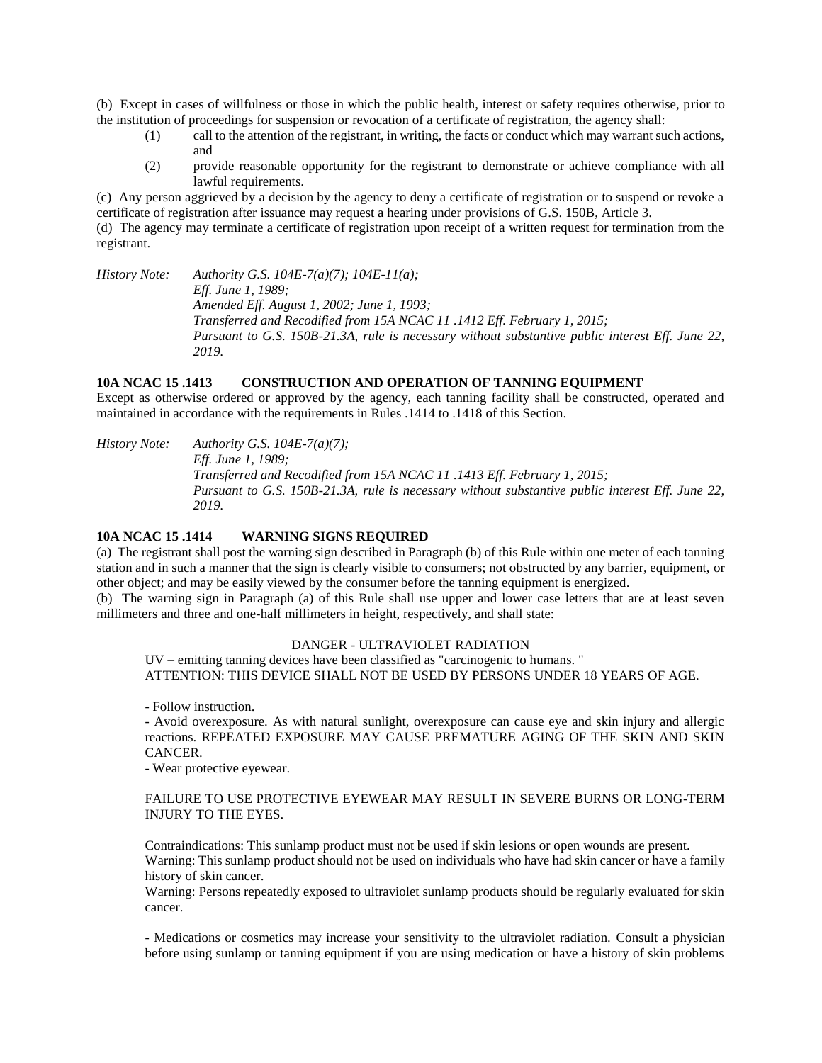(b) Except in cases of willfulness or those in which the public health, interest or safety requires otherwise, prior to the institution of proceedings for suspension or revocation of a certificate of registration, the agency shall:

(1) call to the attention of the registrant, in writing, the facts or conduct which may warrant such actions, and

(2) provide reasonable opportunity for the registrant to demonstrate or achieve compliance with all lawful requirements.

(c) Any person aggrieved by a decision by the agency to deny a certificate of registration or to suspend or revoke a certificate of registration after issuance may request a hearing under provisions of G.S. 150B, Article 3.

(d) The agency may terminate a certificate of registration upon receipt of a written request for termination from the registrant.

*History Note: Authority G.S. 104E-7(a)(7); 104E-11(a);*
*Eff. June 1, 1989;*
*Amended Eff. August 1, 2002; June 1, 1993;*
*Transferred and Recodified from 15A NCAC 11 .1412 Eff. February 1, 2015;*
*Pursuant to G.S. 150B-21.3A, rule is necessary without substantive public interest Eff. June 22, 2019.*

### 10A NCAC 15 .1413 CONSTRUCTION AND OPERATION OF TANNING EQUIPMENT

Except as otherwise ordered or approved by the agency, each tanning facility shall be constructed, operated and maintained in accordance with the requirements in Rules .1414 to .1418 of this Section.

*History Note: Authority G.S. 104E-7(a)(7);*
*Eff. June 1, 1989;*
*Transferred and Recodified from 15A NCAC 11 .1413 Eff. February 1, 2015;*
*Pursuant to G.S. 150B-21.3A, rule is necessary without substantive public interest Eff. June 22, 2019.*

### 10A NCAC 15 .1414 WARNING SIGNS REQUIRED

(a) The registrant shall post the warning sign described in Paragraph (b) of this Rule within one meter of each tanning station and in such a manner that the sign is clearly visible to consumers; not obstructed by any barrier, equipment, or other object; and may be easily viewed by the consumer before the tanning equipment is energized.

(b) The warning sign in Paragraph (a) of this Rule shall use upper and lower case letters that are at least seven millimeters and three and one-half millimeters in height, respectively, and shall state:

> DANGER - ULTRAVIOLET RADIATION
>
> UV – emitting tanning devices have been classified as "carcinogenic to humans. "
> ATTENTION: THIS DEVICE SHALL NOT BE USED BY PERSONS UNDER 18 YEARS OF AGE.
>
> - Follow instruction.
> - Avoid overexposure. As with natural sunlight, overexposure can cause eye and skin injury and allergic reactions. REPEATED EXPOSURE MAY CAUSE PREMATURE AGING OF THE SKIN AND SKIN CANCER.
> - Wear protective eyewear.
>
> FAILURE TO USE PROTECTIVE EYEWEAR MAY RESULT IN SEVERE BURNS OR LONG-TERM INJURY TO THE EYES.
>
> Contraindications: This sunlamp product must not be used if skin lesions or open wounds are present.
> Warning: This sunlamp product should not be used on individuals who have had skin cancer or have a family history of skin cancer.
> Warning: Persons repeatedly exposed to ultraviolet sunlamp products should be regularly evaluated for skin cancer.
>
> - Medications or cosmetics may increase your sensitivity to the ultraviolet radiation. Consult a physician before using sunlamp or tanning equipment if you are using medication or have a history of skin problems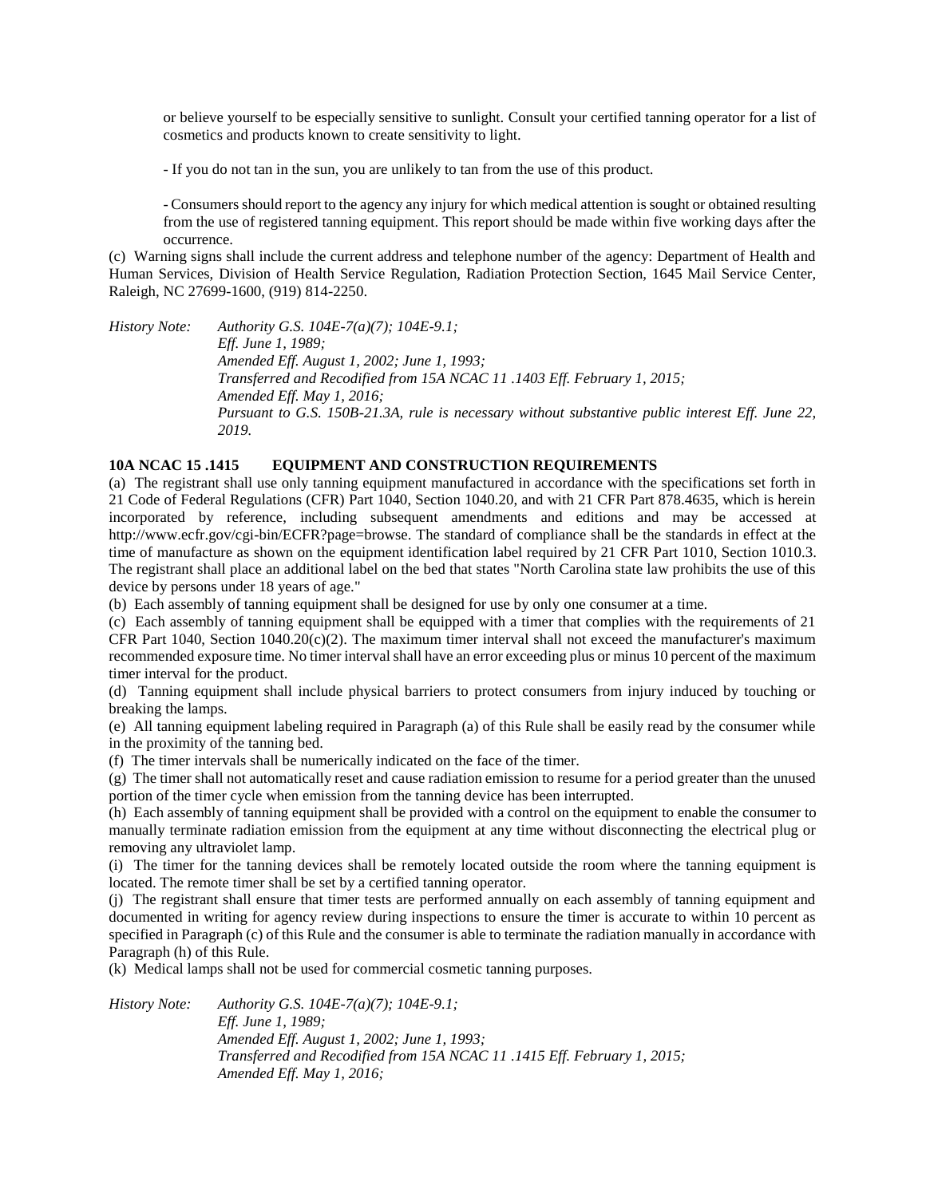or believe yourself to be especially sensitive to sunlight. Consult your certified tanning operator for a list of cosmetics and products known to create sensitivity to light.

- If you do not tan in the sun, you are unlikely to tan from the use of this product.

- Consumers should report to the agency any injury for which medical attention is sought or obtained resulting from the use of registered tanning equipment. This report should be made within five working days after the occurrence.

(c) Warning signs shall include the current address and telephone number of the agency: Department of Health and Human Services, Division of Health Service Regulation, Radiation Protection Section, 1645 Mail Service Center, Raleigh, NC 27699-1600, (919) 814-2250.

*History Note: Authority G.S. 104E-7(a)(7); 104E-9.1;*
*Eff. June 1, 1989;*
*Amended Eff. August 1, 2002; June 1, 1993;*
*Transferred and Recodified from 15A NCAC 11 .1403 Eff. February 1, 2015;*
*Amended Eff. May 1, 2016;*
*Pursuant to G.S. 150B-21.3A, rule is necessary without substantive public interest Eff. June 22, 2019.*

**10A NCAC 15 .1415 EQUIPMENT AND CONSTRUCTION REQUIREMENTS**

(a) The registrant shall use only tanning equipment manufactured in accordance with the specifications set forth in 21 Code of Federal Regulations (CFR) Part 1040, Section 1040.20, and with 21 CFR Part 878.4635, which is herein incorporated by reference, including subsequent amendments and editions and may be accessed at http://www.ecfr.gov/cgi-bin/ECFR?page=browse. The standard of compliance shall be the standards in effect at the time of manufacture as shown on the equipment identification label required by 21 CFR Part 1010, Section 1010.3. The registrant shall place an additional label on the bed that states "North Carolina state law prohibits the use of this device by persons under 18 years of age."

(b) Each assembly of tanning equipment shall be designed for use by only one consumer at a time.

(c) Each assembly of tanning equipment shall be equipped with a timer that complies with the requirements of 21 CFR Part 1040, Section 1040.20(c)(2). The maximum timer interval shall not exceed the manufacturer's maximum recommended exposure time. No timer interval shall have an error exceeding plus or minus 10 percent of the maximum timer interval for the product.

(d) Tanning equipment shall include physical barriers to protect consumers from injury induced by touching or breaking the lamps.

(e) All tanning equipment labeling required in Paragraph (a) of this Rule shall be easily read by the consumer while in the proximity of the tanning bed.

(f) The timer intervals shall be numerically indicated on the face of the timer.

(g) The timer shall not automatically reset and cause radiation emission to resume for a period greater than the unused portion of the timer cycle when emission from the tanning device has been interrupted.

(h) Each assembly of tanning equipment shall be provided with a control on the equipment to enable the consumer to manually terminate radiation emission from the equipment at any time without disconnecting the electrical plug or removing any ultraviolet lamp.

(i) The timer for the tanning devices shall be remotely located outside the room where the tanning equipment is located. The remote timer shall be set by a certified tanning operator.

(j) The registrant shall ensure that timer tests are performed annually on each assembly of tanning equipment and documented in writing for agency review during inspections to ensure the timer is accurate to within 10 percent as specified in Paragraph (c) of this Rule and the consumer is able to terminate the radiation manually in accordance with Paragraph (h) of this Rule.

(k) Medical lamps shall not be used for commercial cosmetic tanning purposes.

*History Note: Authority G.S. 104E-7(a)(7); 104E-9.1;*
*Eff. June 1, 1989;*
*Amended Eff. August 1, 2002; June 1, 1993;*
*Transferred and Recodified from 15A NCAC 11 .1415 Eff. February 1, 2015;*
*Amended Eff. May 1, 2016;*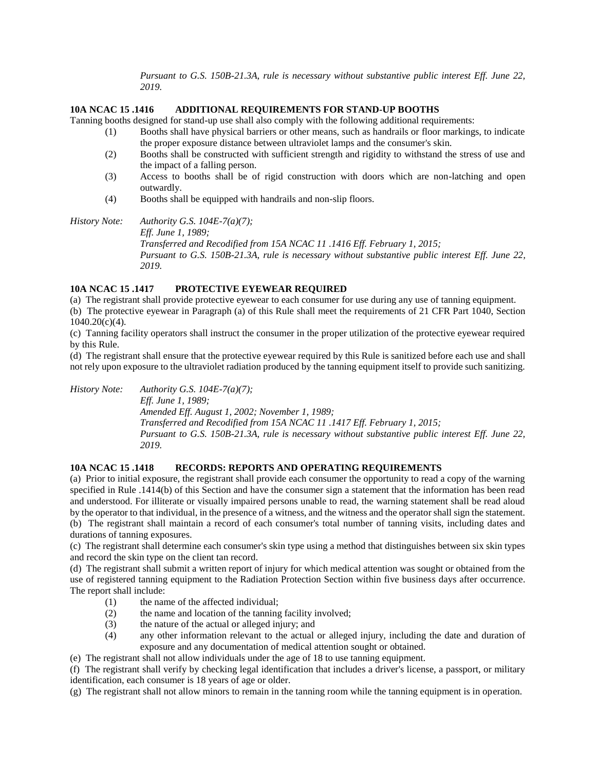*Pursuant to G.S. 150B-21.3A, rule is necessary without substantive public interest Eff. June 22, 2019.*

**10A NCAC 15 .1416 ADDITIONAL REQUIREMENTS FOR STAND-UP BOOTHS**

Tanning booths designed for stand-up use shall also comply with the following additional requirements:

(1) Booths shall have physical barriers or other means, such as handrails or floor markings, to indicate the proper exposure distance between ultraviolet lamps and the consumer's skin.

(2) Booths shall be constructed with sufficient strength and rigidity to withstand the stress of use and the impact of a falling person.

(3) Access to booths shall be of rigid construction with doors which are non-latching and open outwardly.

(4) Booths shall be equipped with handrails and non-slip floors.

*History Note: Authority G.S. 104E-7(a)(7);*
*Eff. June 1, 1989;*
*Transferred and Recodified from 15A NCAC 11 .1416 Eff. February 1, 2015;*
*Pursuant to G.S. 150B-21.3A, rule is necessary without substantive public interest Eff. June 22, 2019.*

**10A NCAC 15 .1417 PROTECTIVE EYEWEAR REQUIRED**

(a) The registrant shall provide protective eyewear to each consumer for use during any use of tanning equipment.

(b) The protective eyewear in Paragraph (a) of this Rule shall meet the requirements of 21 CFR Part 1040, Section 1040.20(c)(4).

(c) Tanning facility operators shall instruct the consumer in the proper utilization of the protective eyewear required by this Rule.

(d) The registrant shall ensure that the protective eyewear required by this Rule is sanitized before each use and shall not rely upon exposure to the ultraviolet radiation produced by the tanning equipment itself to provide such sanitizing.

*History Note: Authority G.S. 104E-7(a)(7);*
*Eff. June 1, 1989;*
*Amended Eff. August 1, 2002; November 1, 1989;*
*Transferred and Recodified from 15A NCAC 11 .1417 Eff. February 1, 2015;*
*Pursuant to G.S. 150B-21.3A, rule is necessary without substantive public interest Eff. June 22, 2019.*

**10A NCAC 15 .1418 RECORDS: REPORTS AND OPERATING REQUIREMENTS**

(a) Prior to initial exposure, the registrant shall provide each consumer the opportunity to read a copy of the warning specified in Rule .1414(b) of this Section and have the consumer sign a statement that the information has been read and understood. For illiterate or visually impaired persons unable to read, the warning statement shall be read aloud by the operator to that individual, in the presence of a witness, and the witness and the operator shall sign the statement.

(b) The registrant shall maintain a record of each consumer's total number of tanning visits, including dates and durations of tanning exposures.

(c) The registrant shall determine each consumer's skin type using a method that distinguishes between six skin types and record the skin type on the client tan record.

(d) The registrant shall submit a written report of injury for which medical attention was sought or obtained from the use of registered tanning equipment to the Radiation Protection Section within five business days after occurrence. The report shall include:

(1) the name of the affected individual;

(2) the name and location of the tanning facility involved;

(3) the nature of the actual or alleged injury; and

(4) any other information relevant to the actual or alleged injury, including the date and duration of exposure and any documentation of medical attention sought or obtained.

(e) The registrant shall not allow individuals under the age of 18 to use tanning equipment.

(f) The registrant shall verify by checking legal identification that includes a driver's license, a passport, or military identification, each consumer is 18 years of age or older.

(g) The registrant shall not allow minors to remain in the tanning room while the tanning equipment is in operation.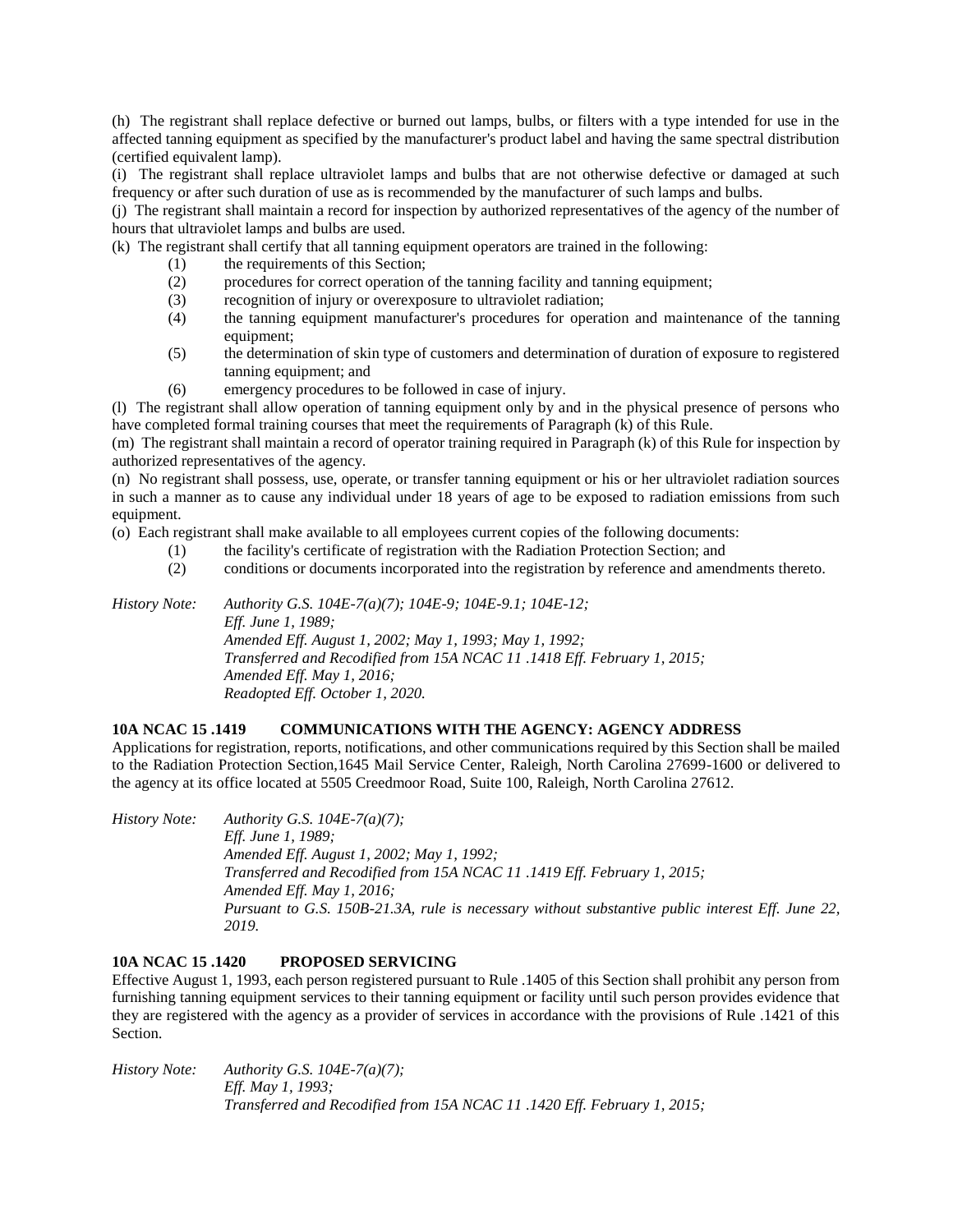(h) The registrant shall replace defective or burned out lamps, bulbs, or filters with a type intended for use in the affected tanning equipment as specified by the manufacturer's product label and having the same spectral distribution (certified equivalent lamp).

(i) The registrant shall replace ultraviolet lamps and bulbs that are not otherwise defective or damaged at such frequency or after such duration of use as is recommended by the manufacturer of such lamps and bulbs.

(j) The registrant shall maintain a record for inspection by authorized representatives of the agency of the number of hours that ultraviolet lamps and bulbs are used.

(k) The registrant shall certify that all tanning equipment operators are trained in the following:

- (1) the requirements of this Section;
- (2) procedures for correct operation of the tanning facility and tanning equipment;
- (3) recognition of injury or overexposure to ultraviolet radiation;
- (4) the tanning equipment manufacturer's procedures for operation and maintenance of the tanning equipment;
- (5) the determination of skin type of customers and determination of duration of exposure to registered tanning equipment; and
- (6) emergency procedures to be followed in case of injury.

(l) The registrant shall allow operation of tanning equipment only by and in the physical presence of persons who have completed formal training courses that meet the requirements of Paragraph (k) of this Rule.

(m) The registrant shall maintain a record of operator training required in Paragraph (k) of this Rule for inspection by authorized representatives of the agency.

(n) No registrant shall possess, use, operate, or transfer tanning equipment or his or her ultraviolet radiation sources in such a manner as to cause any individual under 18 years of age to be exposed to radiation emissions from such equipment.

(o) Each registrant shall make available to all employees current copies of the following documents:

- (1) the facility's certificate of registration with the Radiation Protection Section; and
- (2) conditions or documents incorporated into the registration by reference and amendments thereto.

*History Note: Authority G.S. 104E-7(a)(7); 104E-9; 104E-9.1; 104E-12;*
*Eff. June 1, 1989;*
*Amended Eff. August 1, 2002; May 1, 1993; May 1, 1992;*
*Transferred and Recodified from 15A NCAC 11 .1418 Eff. February 1, 2015;*
*Amended Eff. May 1, 2016;*
*Readopted Eff. October 1, 2020.*

### 10A NCAC 15 .1419 COMMUNICATIONS WITH THE AGENCY: AGENCY ADDRESS

Applications for registration, reports, notifications, and other communications required by this Section shall be mailed to the Radiation Protection Section,1645 Mail Service Center, Raleigh, North Carolina 27699-1600 or delivered to the agency at its office located at 5505 Creedmoor Road, Suite 100, Raleigh, North Carolina 27612.

*History Note: Authority G.S. 104E-7(a)(7);*
*Eff. June 1, 1989;*
*Amended Eff. August 1, 2002; May 1, 1992;*
*Transferred and Recodified from 15A NCAC 11 .1419 Eff. February 1, 2015;*
*Amended Eff. May 1, 2016;*
*Pursuant to G.S. 150B-21.3A, rule is necessary without substantive public interest Eff. June 22, 2019.*

### 10A NCAC 15 .1420 PROPOSED SERVICING

Effective August 1, 1993, each person registered pursuant to Rule .1405 of this Section shall prohibit any person from furnishing tanning equipment services to their tanning equipment or facility until such person provides evidence that they are registered with the agency as a provider of services in accordance with the provisions of Rule .1421 of this Section.

*History Note: Authority G.S. 104E-7(a)(7);*
*Eff. May 1, 1993;*
*Transferred and Recodified from 15A NCAC 11 .1420 Eff. February 1, 2015;*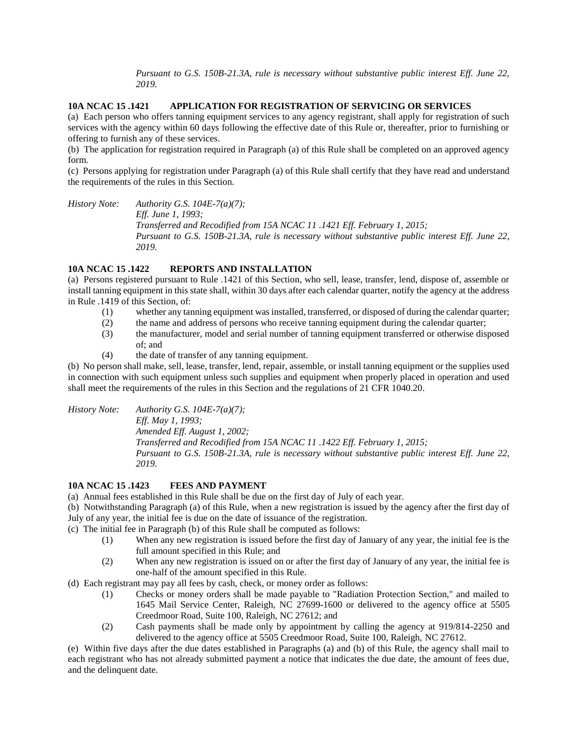*Pursuant to G.S. 150B-21.3A, rule is necessary without substantive public interest Eff. June 22, 2019.*

### 10A NCAC 15 .1421 APPLICATION FOR REGISTRATION OF SERVICING OR SERVICES

(a) Each person who offers tanning equipment services to any agency registrant, shall apply for registration of such services with the agency within 60 days following the effective date of this Rule or, thereafter, prior to furnishing or offering to furnish any of these services.

(b) The application for registration required in Paragraph (a) of this Rule shall be completed on an approved agency form.

(c) Persons applying for registration under Paragraph (a) of this Rule shall certify that they have read and understand the requirements of the rules in this Section.

*History Note: Authority G.S. 104E-7(a)(7);*
*Eff. June 1, 1993;*
*Transferred and Recodified from 15A NCAC 11 .1421 Eff. February 1, 2015;*
*Pursuant to G.S. 150B-21.3A, rule is necessary without substantive public interest Eff. June 22, 2019.*

### 10A NCAC 15 .1422 REPORTS AND INSTALLATION

(a) Persons registered pursuant to Rule .1421 of this Section, who sell, lease, transfer, lend, dispose of, assemble or install tanning equipment in this state shall, within 30 days after each calendar quarter, notify the agency at the address in Rule .1419 of this Section, of:

(1) whether any tanning equipment was installed, transferred, or disposed of during the calendar quarter;
(2) the name and address of persons who receive tanning equipment during the calendar quarter;
(3) the manufacturer, model and serial number of tanning equipment transferred or otherwise disposed of; and
(4) the date of transfer of any tanning equipment.

(b) No person shall make, sell, lease, transfer, lend, repair, assemble, or install tanning equipment or the supplies used in connection with such equipment unless such supplies and equipment when properly placed in operation and used shall meet the requirements of the rules in this Section and the regulations of 21 CFR 1040.20.

*History Note: Authority G.S. 104E-7(a)(7);*
*Eff. May 1, 1993;*
*Amended Eff. August 1, 2002;*
*Transferred and Recodified from 15A NCAC 11 .1422 Eff. February 1, 2015;*
*Pursuant to G.S. 150B-21.3A, rule is necessary without substantive public interest Eff. June 22, 2019.*

### 10A NCAC 15 .1423 FEES AND PAYMENT

(a) Annual fees established in this Rule shall be due on the first day of July of each year.

(b) Notwithstanding Paragraph (a) of this Rule, when a new registration is issued by the agency after the first day of July of any year, the initial fee is due on the date of issuance of the registration.

(c) The initial fee in Paragraph (b) of this Rule shall be computed as follows:

(1) When any new registration is issued before the first day of January of any year, the initial fee is the full amount specified in this Rule; and
(2) When any new registration is issued on or after the first day of January of any year, the initial fee is one-half of the amount specified in this Rule.

(d) Each registrant may pay all fees by cash, check, or money order as follows:

(1) Checks or money orders shall be made payable to "Radiation Protection Section," and mailed to 1645 Mail Service Center, Raleigh, NC 27699-1600 or delivered to the agency office at 5505 Creedmoor Road, Suite 100, Raleigh, NC 27612; and
(2) Cash payments shall be made only by appointment by calling the agency at 919/814-2250 and delivered to the agency office at 5505 Creedmoor Road, Suite 100, Raleigh, NC 27612.

(e) Within five days after the due dates established in Paragraphs (a) and (b) of this Rule, the agency shall mail to each registrant who has not already submitted payment a notice that indicates the due date, the amount of fees due, and the delinquent date.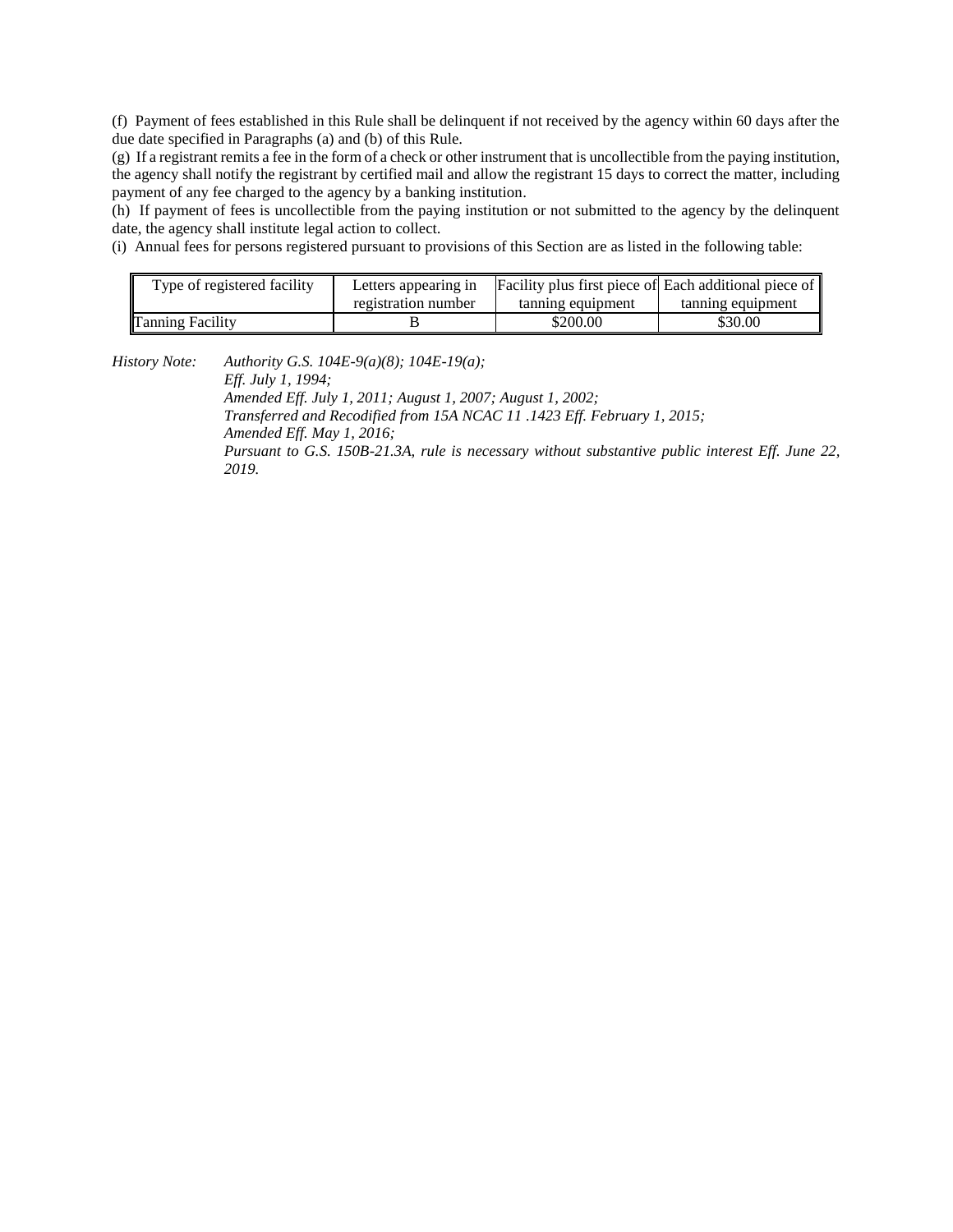(f) Payment of fees established in this Rule shall be delinquent if not received by the agency within 60 days after the due date specified in Paragraphs (a) and (b) of this Rule.

(g) If a registrant remits a fee in the form of a check or other instrument that is uncollectible from the paying institution, the agency shall notify the registrant by certified mail and allow the registrant 15 days to correct the matter, including payment of any fee charged to the agency by a banking institution.

(h) If payment of fees is uncollectible from the paying institution or not submitted to the agency by the delinquent date, the agency shall institute legal action to collect.

(i) Annual fees for persons registered pursuant to provisions of this Section are as listed in the following table:

| Type of registered facility | Letters appearing in registration number | Facility plus first piece of tanning equipment | Each additional piece of tanning equipment |
|---|---|---|---|
| Tanning Facility | B | \$200.00 | \$30.00 |

*History Note: Authority G.S. 104E-9(a)(8); 104E-19(a);*
*Eff. July 1, 1994;*
*Amended Eff. July 1, 2011; August 1, 2007; August 1, 2002;*
*Transferred and Recodified from 15A NCAC 11 .1423 Eff. February 1, 2015;*
*Amended Eff. May 1, 2016;*
*Pursuant to G.S. 150B-21.3A, rule is necessary without substantive public interest Eff. June 22, 2019.*